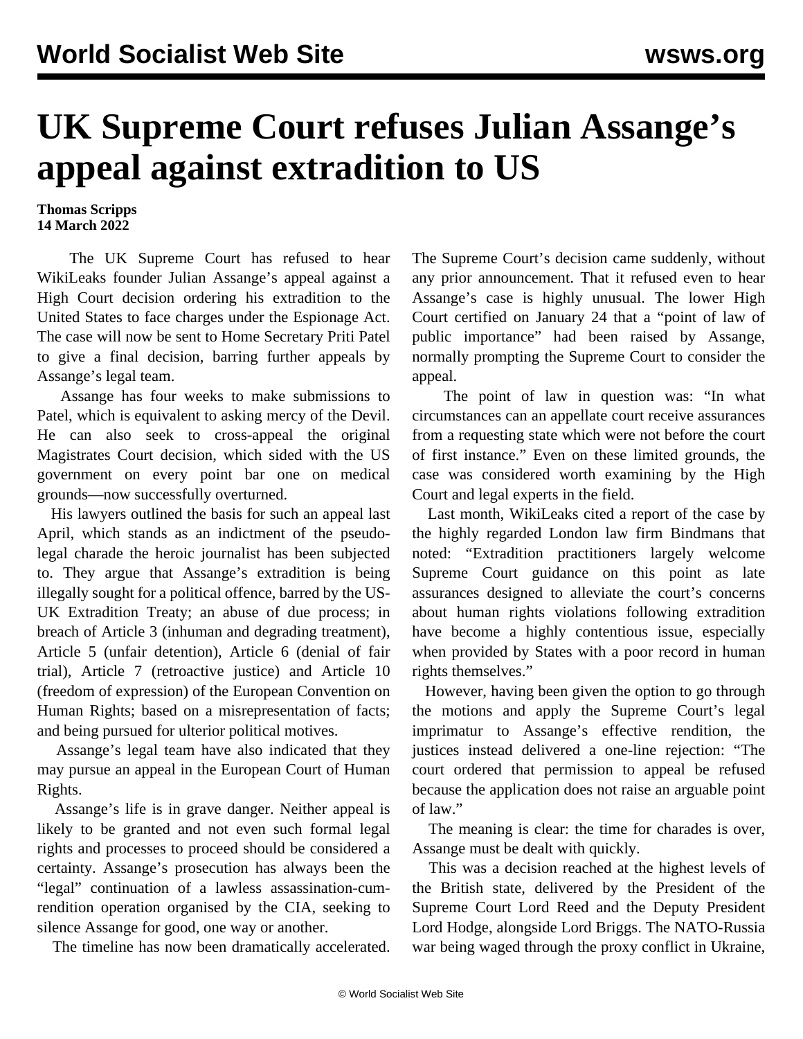# UK Supreme Court refuses Julian Assange's appeal against extradition to US

**Thomas Scripps**
**14 March 2022**

The UK Supreme Court has refused to hear WikiLeaks founder Julian Assange's appeal against a High Court decision ordering his extradition to the United States to face charges under the Espionage Act. The case will now be sent to Home Secretary Priti Patel to give a final decision, barring further appeals by Assange's legal team.

Assange has four weeks to make submissions to Patel, which is equivalent to asking mercy of the Devil. He can also seek to cross-appeal the original Magistrates Court decision, which sided with the US government on every point bar one on medical grounds—now successfully overturned.

His lawyers outlined the basis for such an appeal last April, which stands as an indictment of the pseudo-legal charade the heroic journalist has been subjected to. They argue that Assange's extradition is being illegally sought for a political offence, barred by the US-UK Extradition Treaty; an abuse of due process; in breach of Article 3 (inhuman and degrading treatment), Article 5 (unfair detention), Article 6 (denial of fair trial), Article 7 (retroactive justice) and Article 10 (freedom of expression) of the European Convention on Human Rights; based on a misrepresentation of facts; and being pursued for ulterior political motives.

Assange's legal team have also indicated that they may pursue an appeal in the European Court of Human Rights.

Assange's life is in grave danger. Neither appeal is likely to be granted and not even such formal legal rights and processes to proceed should be considered a certainty. Assange's prosecution has always been the "legal" continuation of a lawless assassination-cum-rendition operation organised by the CIA, seeking to silence Assange for good, one way or another.

The timeline has now been dramatically accelerated. The Supreme Court's decision came suddenly, without any prior announcement. That it refused even to hear Assange's case is highly unusual. The lower High Court certified on January 24 that a "point of law of public importance" had been raised by Assange, normally prompting the Supreme Court to consider the appeal.

The point of law in question was: "In what circumstances can an appellate court receive assurances from a requesting state which were not before the court of first instance." Even on these limited grounds, the case was considered worth examining by the High Court and legal experts in the field.

Last month, WikiLeaks cited a report of the case by the highly regarded London law firm Bindmans that noted: "Extradition practitioners largely welcome Supreme Court guidance on this point as late assurances designed to alleviate the court's concerns about human rights violations following extradition have become a highly contentious issue, especially when provided by States with a poor record in human rights themselves."

However, having been given the option to go through the motions and apply the Supreme Court's legal imprimatur to Assange's effective rendition, the justices instead delivered a one-line rejection: "The court ordered that permission to appeal be refused because the application does not raise an arguable point of law."

The meaning is clear: the time for charades is over, Assange must be dealt with quickly.

This was a decision reached at the highest levels of the British state, delivered by the President of the Supreme Court Lord Reed and the Deputy President Lord Hodge, alongside Lord Briggs. The NATO-Russia war being waged through the proxy conflict in Ukraine,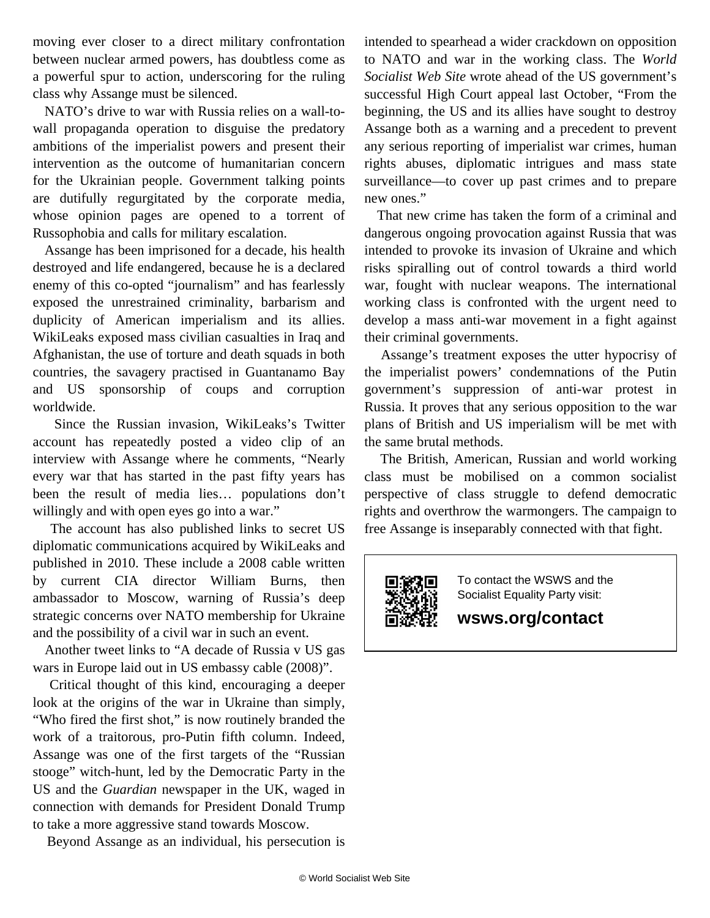moving ever closer to a direct military confrontation between nuclear armed powers, has doubtless come as a powerful spur to action, underscoring for the ruling class why Assange must be silenced.

NATO's drive to war with Russia relies on a wall-to-wall propaganda operation to disguise the predatory ambitions of the imperialist powers and present their intervention as the outcome of humanitarian concern for the Ukrainian people. Government talking points are dutifully regurgitated by the corporate media, whose opinion pages are opened to a torrent of Russophobia and calls for military escalation.

Assange has been imprisoned for a decade, his health destroyed and life endangered, because he is a declared enemy of this co-opted "journalism" and has fearlessly exposed the unrestrained criminality, barbarism and duplicity of American imperialism and its allies. WikiLeaks exposed mass civilian casualties in Iraq and Afghanistan, the use of torture and death squads in both countries, the savagery practised in Guantanamo Bay and US sponsorship of coups and corruption worldwide.

Since the Russian invasion, WikiLeaks's Twitter account has repeatedly posted a video clip of an interview with Assange where he comments, "Nearly every war that has started in the past fifty years has been the result of media lies… populations don't willingly and with open eyes go into a war."

The account has also published links to secret US diplomatic communications acquired by WikiLeaks and published in 2010. These include a 2008 cable written by current CIA director William Burns, then ambassador to Moscow, warning of Russia's deep strategic concerns over NATO membership for Ukraine and the possibility of a civil war in such an event.

Another tweet links to "A decade of Russia v US gas wars in Europe laid out in US embassy cable (2008)".

Critical thought of this kind, encouraging a deeper look at the origins of the war in Ukraine than simply, "Who fired the first shot," is now routinely branded the work of a traitorous, pro-Putin fifth column. Indeed, Assange was one of the first targets of the "Russian stooge" witch-hunt, led by the Democratic Party in the US and the *Guardian* newspaper in the UK, waged in connection with demands for President Donald Trump to take a more aggressive stand towards Moscow.

Beyond Assange as an individual, his persecution is intended to spearhead a wider crackdown on opposition to NATO and war in the working class. The *World Socialist Web Site* wrote ahead of the US government's successful High Court appeal last October, "From the beginning, the US and its allies have sought to destroy Assange both as a warning and a precedent to prevent any serious reporting of imperialist war crimes, human rights abuses, diplomatic intrigues and mass state surveillance—to cover up past crimes and to prepare new ones."

That new crime has taken the form of a criminal and dangerous ongoing provocation against Russia that was intended to provoke its invasion of Ukraine and which risks spiralling out of control towards a third world war, fought with nuclear weapons. The international working class is confronted with the urgent need to develop a mass anti-war movement in a fight against their criminal governments.

Assange's treatment exposes the utter hypocrisy of the imperialist powers' condemnations of the Putin government's suppression of anti-war protest in Russia. It proves that any serious opposition to the war plans of British and US imperialism will be met with the same brutal methods.

The British, American, Russian and world working class must be mobilised on a common socialist perspective of class struggle to defend democratic rights and overthrow the warmongers. The campaign to free Assange is inseparably connected with that fight.

To contact the WSWS and the Socialist Equality Party visit:

**wsws.org/contact**